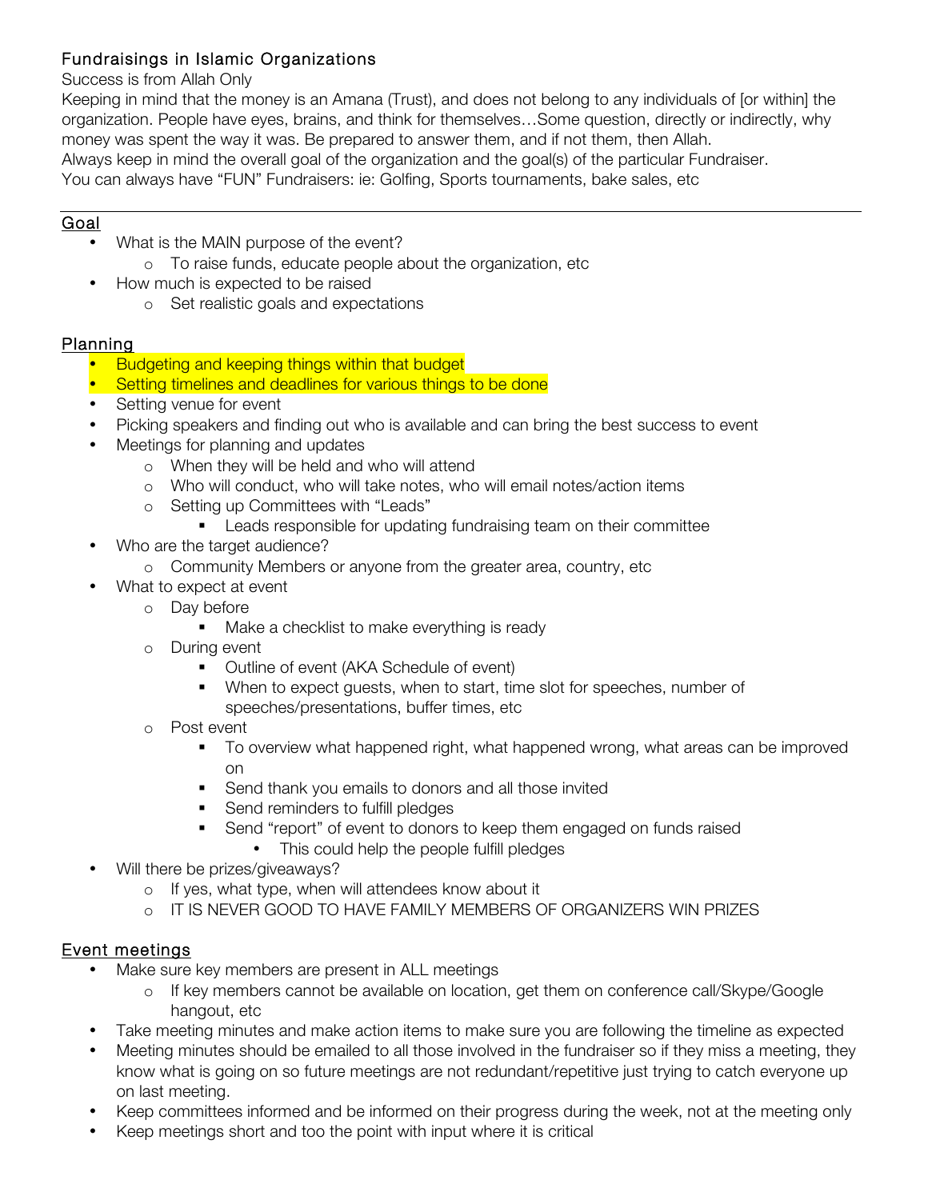# Fundraisings in Islamic Organizations

Success is from Allah Only

Keeping in mind that the money is an Amana (Trust), and does not belong to any individuals of [or within] the organization. People have eyes, brains, and think for themselves…Some question, directly or indirectly, why money was spent the way it was. Be prepared to answer them, and if not them, then Allah.

Always keep in mind the overall goal of the organization and the goal(s) of the particular Fundraiser.

You can always have "FUN" Fundraisers: ie: Golfing, Sports tournaments, bake sales, etc

---

## Goal

- What is the MAIN purpose of the event?
  - To raise funds, educate people about the organization, etc
- How much is expected to be raised
  - Set realistic goals and expectations

## Planning

- Budgeting and keeping things within that budget
- Setting timelines and deadlines for various things to be done
- Setting venue for event
- Picking speakers and finding out who is available and can bring the best success to event
- Meetings for planning and updates
  - When they will be held and who will attend
  - Who will conduct, who will take notes, who will email notes/action items
  - Setting up Committees with "Leads"
    - Leads responsible for updating fundraising team on their committee
- Who are the target audience?
  - Community Members or anyone from the greater area, country, etc
- What to expect at event
  - Day before
    - Make a checklist to make everything is ready
  - During event
    - Outline of event (AKA Schedule of event)
    - When to expect guests, when to start, time slot for speeches, number of speeches/presentations, buffer times, etc
  - Post event
    - To overview what happened right, what happened wrong, what areas can be improved on
    - Send thank you emails to donors and all those invited
    - Send reminders to fulfill pledges
    - Send "report" of event to donors to keep them engaged on funds raised
      - This could help the people fulfill pledges
- Will there be prizes/giveaways?
  - If yes, what type, when will attendees know about it
  - IT IS NEVER GOOD TO HAVE FAMILY MEMBERS OF ORGANIZERS WIN PRIZES

## Event meetings

- Make sure key members are present in ALL meetings
  - If key members cannot be available on location, get them on conference call/Skype/Google hangout, etc
- Take meeting minutes and make action items to make sure you are following the timeline as expected
- Meeting minutes should be emailed to all those involved in the fundraiser so if they miss a meeting, they know what is going on so future meetings are not redundant/repetitive just trying to catch everyone up on last meeting.
- Keep committees informed and be informed on their progress during the week, not at the meeting only
- Keep meetings short and too the point with input where it is critical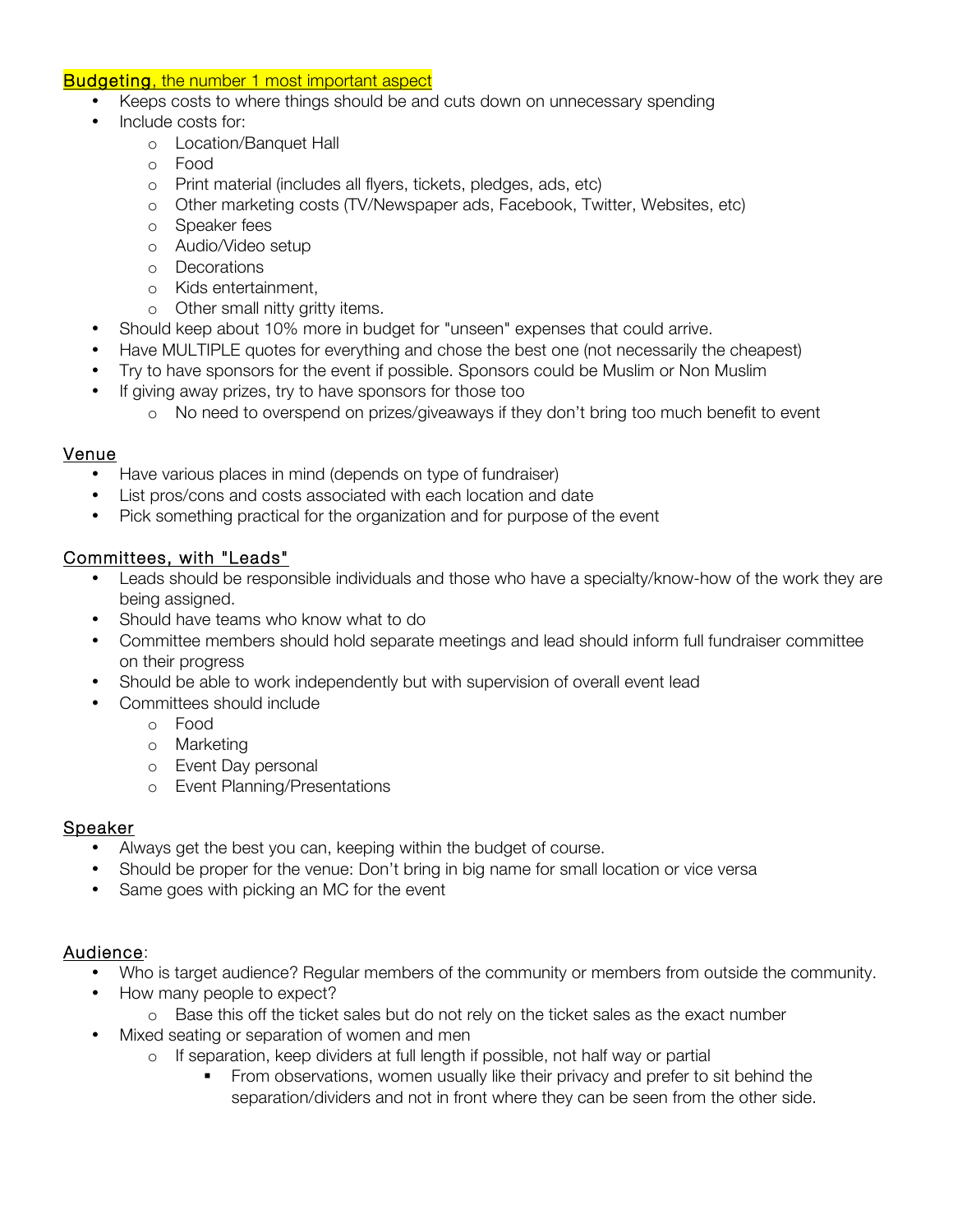**Budgeting, the number 1 most important aspect**

- Keeps costs to where things should be and cuts down on unnecessary spending
- Include costs for:
  - Location/Banquet Hall
  - Food
  - Print material (includes all flyers, tickets, pledges, ads, etc)
  - Other marketing costs (TV/Newspaper ads, Facebook, Twitter, Websites, etc)
  - Speaker fees
  - Audio/Video setup
  - Decorations
  - Kids entertainment,
  - Other small nitty gritty items.
- Should keep about 10% more in budget for "unseen" expenses that could arrive.
- Have MULTIPLE quotes for everything and chose the best one (not necessarily the cheapest)
- Try to have sponsors for the event if possible. Sponsors could be Muslim or Non Muslim
- If giving away prizes, try to have sponsors for those too
  - No need to overspend on prizes/giveaways if they don't bring too much benefit to event

## Venue

- Have various places in mind (depends on type of fundraiser)
- List pros/cons and costs associated with each location and date
- Pick something practical for the organization and for purpose of the event

## Committees, with "Leads"

- Leads should be responsible individuals and those who have a specialty/know-how of the work they are being assigned.
- Should have teams who know what to do
- Committee members should hold separate meetings and lead should inform full fundraiser committee on their progress
- Should be able to work independently but with supervision of overall event lead
- Committees should include
  - Food
  - Marketing
  - Event Day personal
  - Event Planning/Presentations

## Speaker

- Always get the best you can, keeping within the budget of course.
- Should be proper for the venue: Don't bring in big name for small location or vice versa
- Same goes with picking an MC for the event

## Audience:

- Who is target audience? Regular members of the community or members from outside the community.
- How many people to expect?
  - Base this off the ticket sales but do not rely on the ticket sales as the exact number
- Mixed seating or separation of women and men
  - If separation, keep dividers at full length if possible, not half way or partial
    - From observations, women usually like their privacy and prefer to sit behind the separation/dividers and not in front where they can be seen from the other side.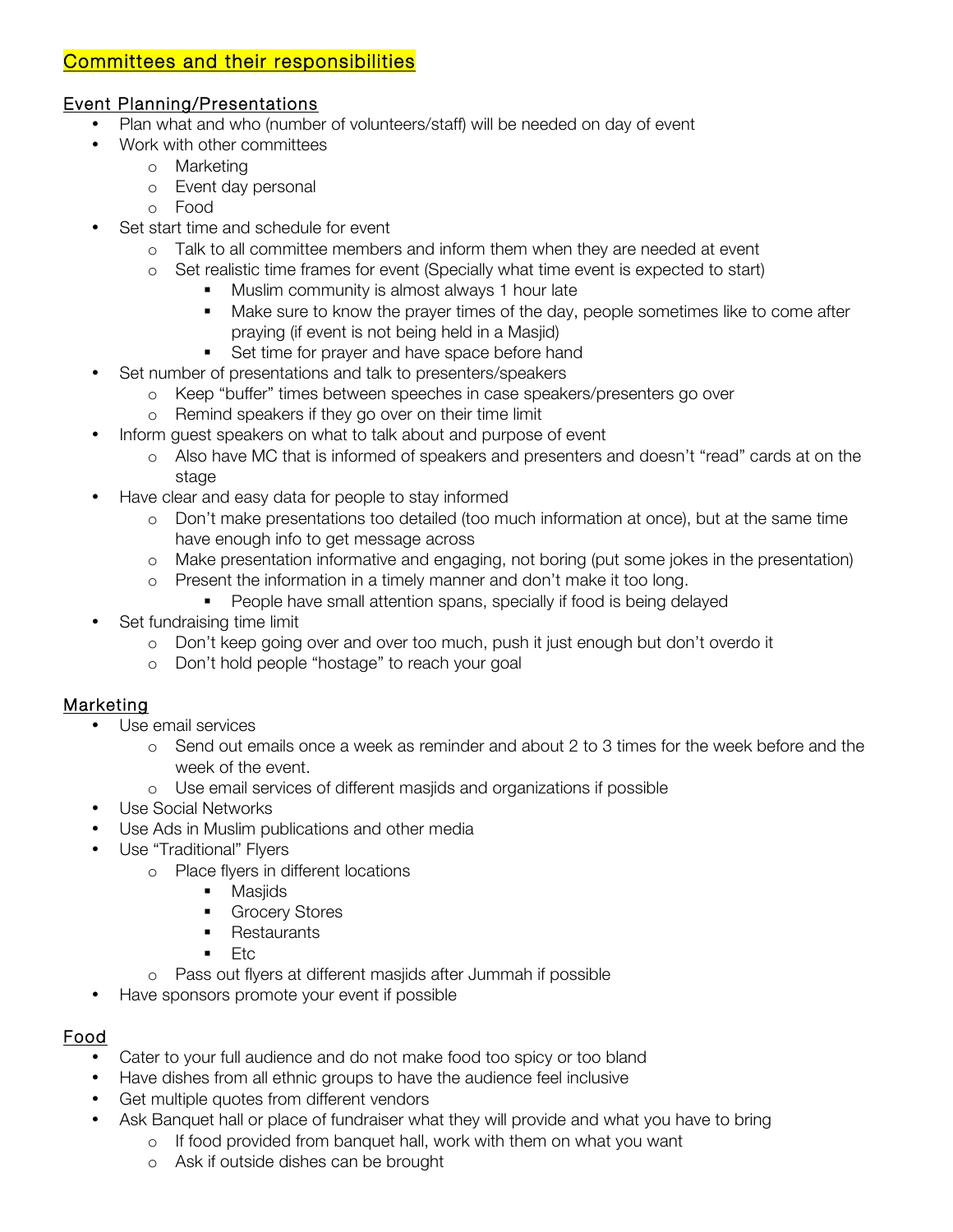## Committees and their responsibilities

### Event Planning/Presentations

- Plan what and who (number of volunteers/staff) will be needed on day of event
- Work with other committees
  - Marketing
  - Event day personal
  - Food
- Set start time and schedule for event
  - Talk to all committee members and inform them when they are needed at event
  - Set realistic time frames for event (Specially what time event is expected to start)
    - Muslim community is almost always 1 hour late
    - Make sure to know the prayer times of the day, people sometimes like to come after praying (if event is not being held in a Masjid)
    - Set time for prayer and have space before hand
- Set number of presentations and talk to presenters/speakers
  - Keep "buffer" times between speeches in case speakers/presenters go over
  - Remind speakers if they go over on their time limit
- Inform guest speakers on what to talk about and purpose of event
  - Also have MC that is informed of speakers and presenters and doesn't "read" cards at on the stage
- Have clear and easy data for people to stay informed
  - Don't make presentations too detailed (too much information at once), but at the same time have enough info to get message across
  - Make presentation informative and engaging, not boring (put some jokes in the presentation)
  - Present the information in a timely manner and don't make it too long.
    - People have small attention spans, specially if food is being delayed
- Set fundraising time limit
  - Don't keep going over and over too much, push it just enough but don't overdo it
  - Don't hold people "hostage" to reach your goal

### Marketing

- Use email services
  - Send out emails once a week as reminder and about 2 to 3 times for the week before and the week of the event.
  - Use email services of different masjids and organizations if possible
- Use Social Networks
- Use Ads in Muslim publications and other media
- Use "Traditional" Flyers
  - Place flyers in different locations
    - Masjids
    - Grocery Stores
    - Restaurants
    - Etc
  - Pass out flyers at different masjids after Jummah if possible
- Have sponsors promote your event if possible

### Food

- Cater to your full audience and do not make food too spicy or too bland
- Have dishes from all ethnic groups to have the audience feel inclusive
- Get multiple quotes from different vendors
- Ask Banquet hall or place of fundraiser what they will provide and what you have to bring
  - If food provided from banquet hall, work with them on what you want
  - Ask if outside dishes can be brought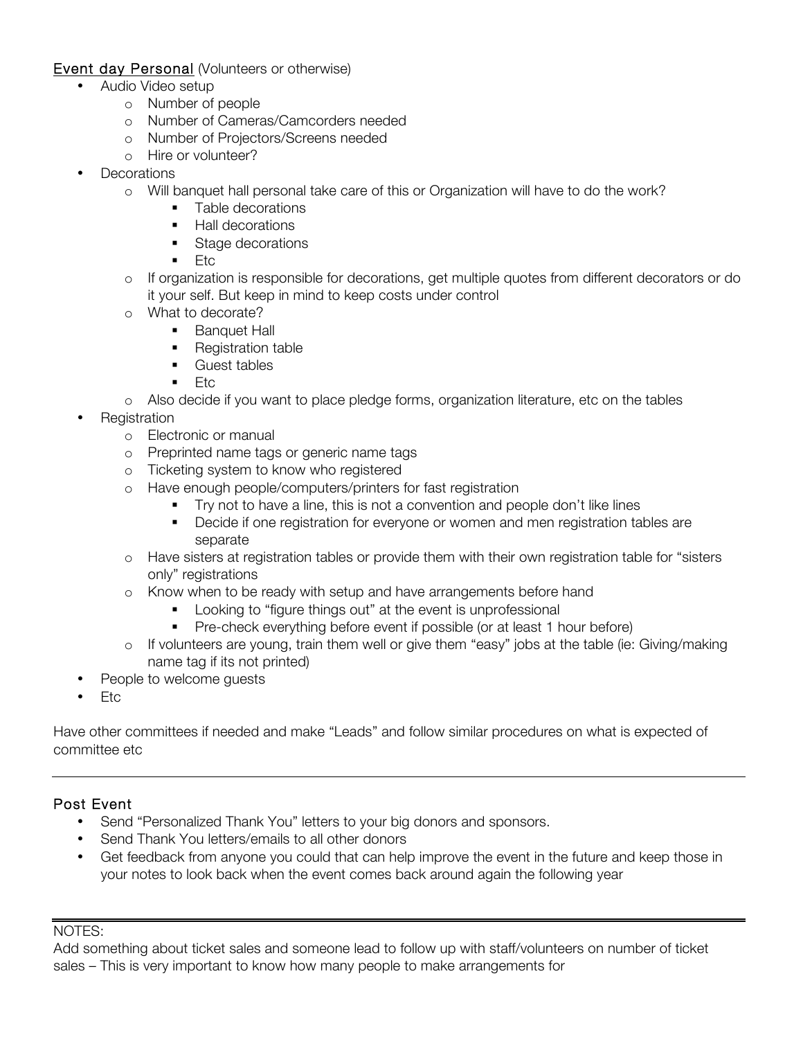<u>Event day Personal</u> (Volunteers or otherwise)

- Audio Video setup
  - Number of people
  - Number of Cameras/Camcorders needed
  - Number of Projectors/Screens needed
  - Hire or volunteer?
- Decorations
  - Will banquet hall personal take care of this or Organization will have to do the work?
    - Table decorations
    - Hall decorations
    - Stage decorations
    - Etc
  - If organization is responsible for decorations, get multiple quotes from different decorators or do it your self. But keep in mind to keep costs under control
  - What to decorate?
    - Banquet Hall
    - Registration table
    - Guest tables
    - Etc
  - Also decide if you want to place pledge forms, organization literature, etc on the tables
- Registration
  - Electronic or manual
  - Preprinted name tags or generic name tags
  - Ticketing system to know who registered
  - Have enough people/computers/printers for fast registration
    - Try not to have a line, this is not a convention and people don't like lines
    - Decide if one registration for everyone or women and men registration tables are separate
  - Have sisters at registration tables or provide them with their own registration table for "sisters only" registrations
  - Know when to be ready with setup and have arrangements before hand
    - Looking to "figure things out" at the event is unprofessional
    - Pre-check everything before event if possible (or at least 1 hour before)
  - If volunteers are young, train them well or give them "easy" jobs at the table (ie: Giving/making name tag if its not printed)
- People to welcome guests
- Etc

Have other committees if needed and make "Leads" and follow similar procedures on what is expected of committee etc

---

## Post Event

- Send "Personalized Thank You" letters to your big donors and sponsors.
- Send Thank You letters/emails to all other donors
- Get feedback from anyone you could that can help improve the event in the future and keep those in your notes to look back when the event comes back around again the following year

---

NOTES:
Add something about ticket sales and someone lead to follow up with staff/volunteers on number of ticket sales – This is very important to know how many people to make arrangements for